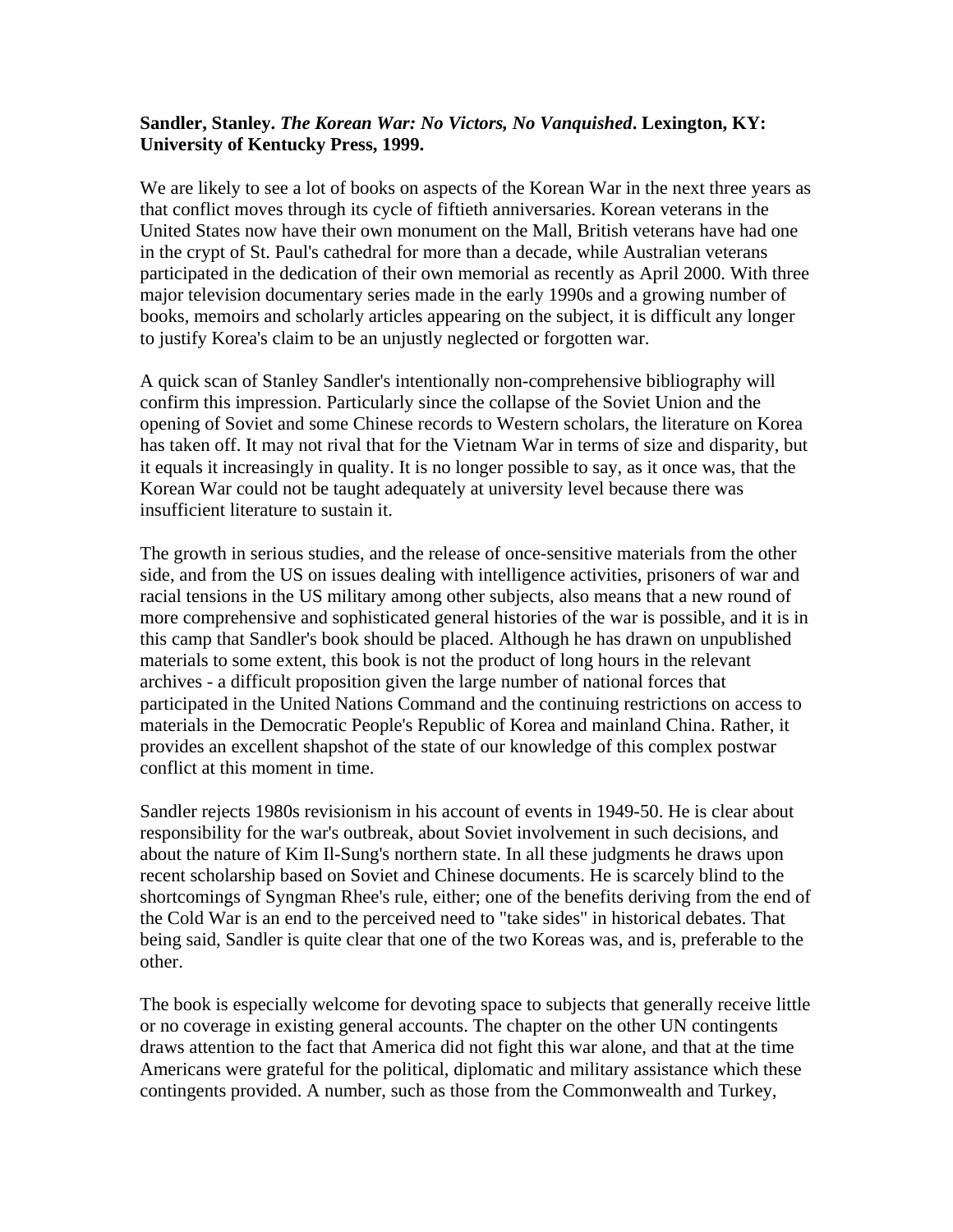**Sandler, Stanley. *The Korean War: No Victors, No Vanquished*. Lexington, KY: University of Kentucky Press, 1999.**

We are likely to see a lot of books on aspects of the Korean War in the next three years as that conflict moves through its cycle of fiftieth anniversaries. Korean veterans in the United States now have their own monument on the Mall, British veterans have had one in the crypt of St. Paul's cathedral for more than a decade, while Australian veterans participated in the dedication of their own memorial as recently as April 2000. With three major television documentary series made in the early 1990s and a growing number of books, memoirs and scholarly articles appearing on the subject, it is difficult any longer to justify Korea's claim to be an unjustly neglected or forgotten war.

A quick scan of Stanley Sandler's intentionally non-comprehensive bibliography will confirm this impression. Particularly since the collapse of the Soviet Union and the opening of Soviet and some Chinese records to Western scholars, the literature on Korea has taken off. It may not rival that for the Vietnam War in terms of size and disparity, but it equals it increasingly in quality. It is no longer possible to say, as it once was, that the Korean War could not be taught adequately at university level because there was insufficient literature to sustain it.

The growth in serious studies, and the release of once-sensitive materials from the other side, and from the US on issues dealing with intelligence activities, prisoners of war and racial tensions in the US military among other subjects, also means that a new round of more comprehensive and sophisticated general histories of the war is possible, and it is in this camp that Sandler's book should be placed. Although he has drawn on unpublished materials to some extent, this book is not the product of long hours in the relevant archives - a difficult proposition given the large number of national forces that participated in the United Nations Command and the continuing restrictions on access to materials in the Democratic People's Republic of Korea and mainland China. Rather, it provides an excellent shapshot of the state of our knowledge of this complex postwar conflict at this moment in time.

Sandler rejects 1980s revisionism in his account of events in 1949-50. He is clear about responsibility for the war's outbreak, about Soviet involvement in such decisions, and about the nature of Kim Il-Sung's northern state. In all these judgments he draws upon recent scholarship based on Soviet and Chinese documents. He is scarcely blind to the shortcomings of Syngman Rhee's rule, either; one of the benefits deriving from the end of the Cold War is an end to the perceived need to "take sides" in historical debates. That being said, Sandler is quite clear that one of the two Koreas was, and is, preferable to the other.

The book is especially welcome for devoting space to subjects that generally receive little or no coverage in existing general accounts. The chapter on the other UN contingents draws attention to the fact that America did not fight this war alone, and that at the time Americans were grateful for the political, diplomatic and military assistance which these contingents provided. A number, such as those from the Commonwealth and Turkey,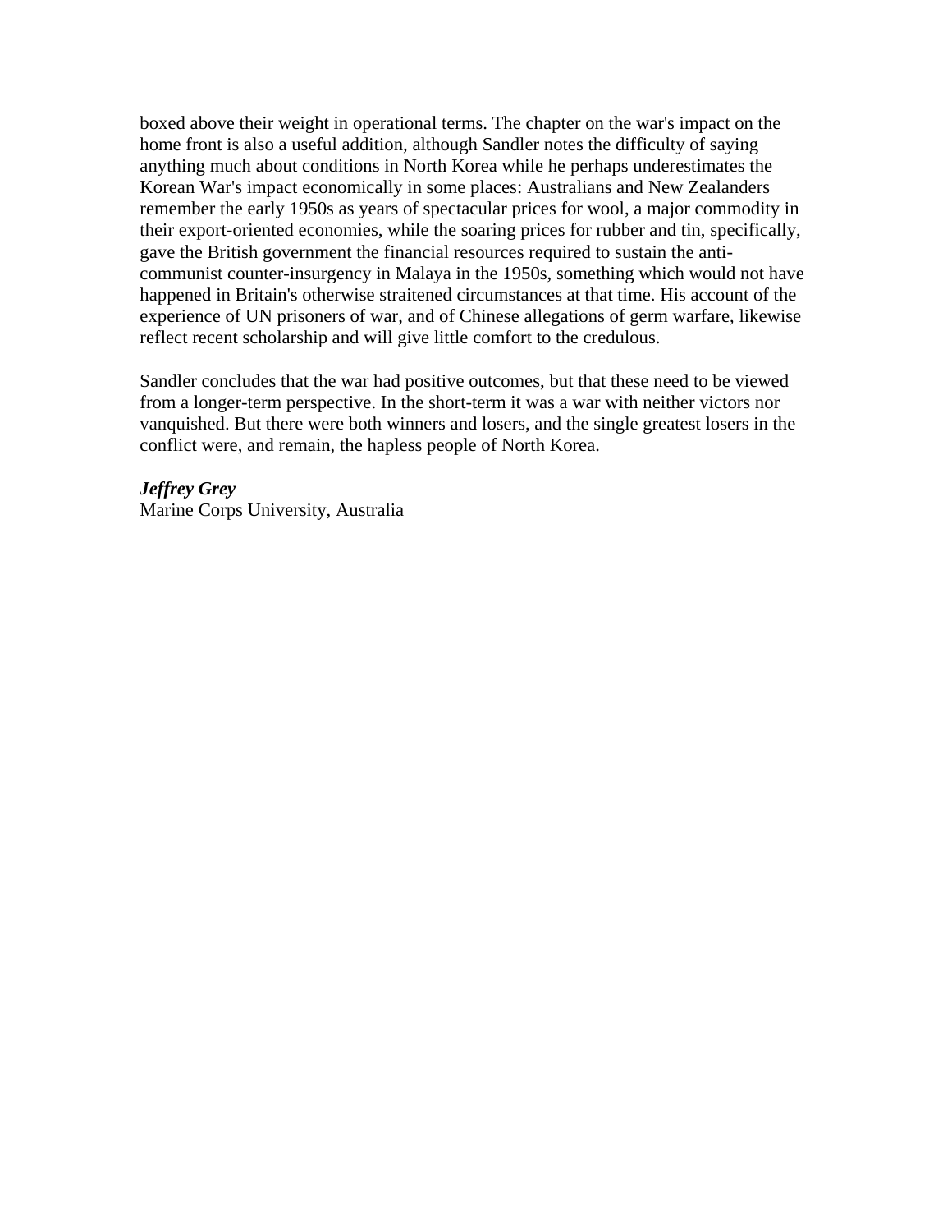boxed above their weight in operational terms. The chapter on the war's impact on the home front is also a useful addition, although Sandler notes the difficulty of saying anything much about conditions in North Korea while he perhaps underestimates the Korean War's impact economically in some places: Australians and New Zealanders remember the early 1950s as years of spectacular prices for wool, a major commodity in their export-oriented economies, while the soaring prices for rubber and tin, specifically, gave the British government the financial resources required to sustain the anti-communist counter-insurgency in Malaya in the 1950s, something which would not have happened in Britain's otherwise straitened circumstances at that time. His account of the experience of UN prisoners of war, and of Chinese allegations of germ warfare, likewise reflect recent scholarship and will give little comfort to the credulous.

Sandler concludes that the war had positive outcomes, but that these need to be viewed from a longer-term perspective. In the short-term it was a war with neither victors nor vanquished. But there were both winners and losers, and the single greatest losers in the conflict were, and remain, the hapless people of North Korea.

***Jeffrey Grey***
Marine Corps University, Australia